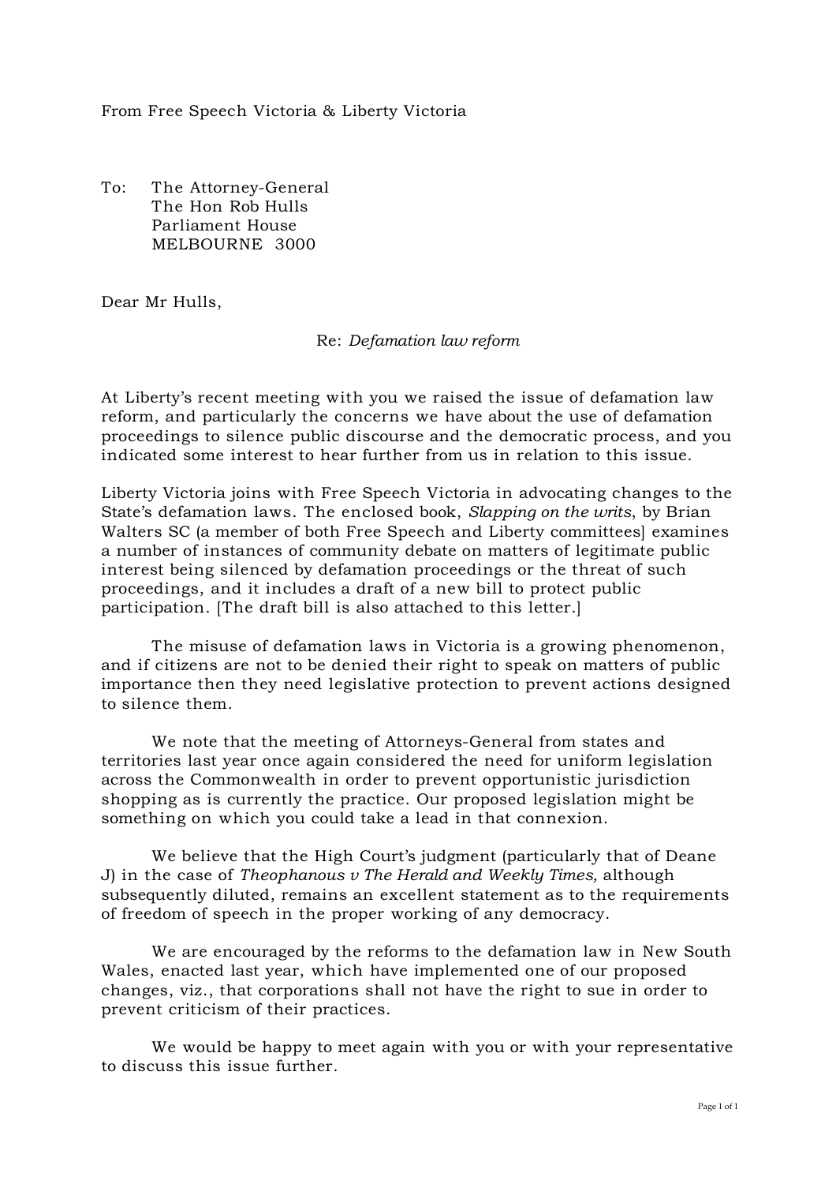From Free Speech Victoria & Liberty Victoria

To: The Attorney-General
The Hon Rob Hulls
Parliament House
MELBOURNE 3000

Dear Mr Hulls,

Re: *Defamation law reform*

At Liberty's recent meeting with you we raised the issue of defamation law reform, and particularly the concerns we have about the use of defamation proceedings to silence public discourse and the democratic process, and you indicated some interest to hear further from us in relation to this issue.

Liberty Victoria joins with Free Speech Victoria in advocating changes to the State's defamation laws. The enclosed book, *Slapping on the writs*, by Brian Walters SC (a member of both Free Speech and Liberty committees] examines a number of instances of community debate on matters of legitimate public interest being silenced by defamation proceedings or the threat of such proceedings, and it includes a draft of a new bill to protect public participation. [The draft bill is also attached to this letter.]

The misuse of defamation laws in Victoria is a growing phenomenon, and if citizens are not to be denied their right to speak on matters of public importance then they need legislative protection to prevent actions designed to silence them.

We note that the meeting of Attorneys-General from states and territories last year once again considered the need for uniform legislation across the Commonwealth in order to prevent opportunistic jurisdiction shopping as is currently the practice. Our proposed legislation might be something on which you could take a lead in that connexion.

We believe that the High Court's judgment (particularly that of Deane J) in the case of *Theophanous v The Herald and Weekly Times,* although subsequently diluted, remains an excellent statement as to the requirements of freedom of speech in the proper working of any democracy.

We are encouraged by the reforms to the defamation law in New South Wales, enacted last year, which have implemented one of our proposed changes, viz., that corporations shall not have the right to sue in order to prevent criticism of their practices.

We would be happy to meet again with you or with your representative to discuss this issue further.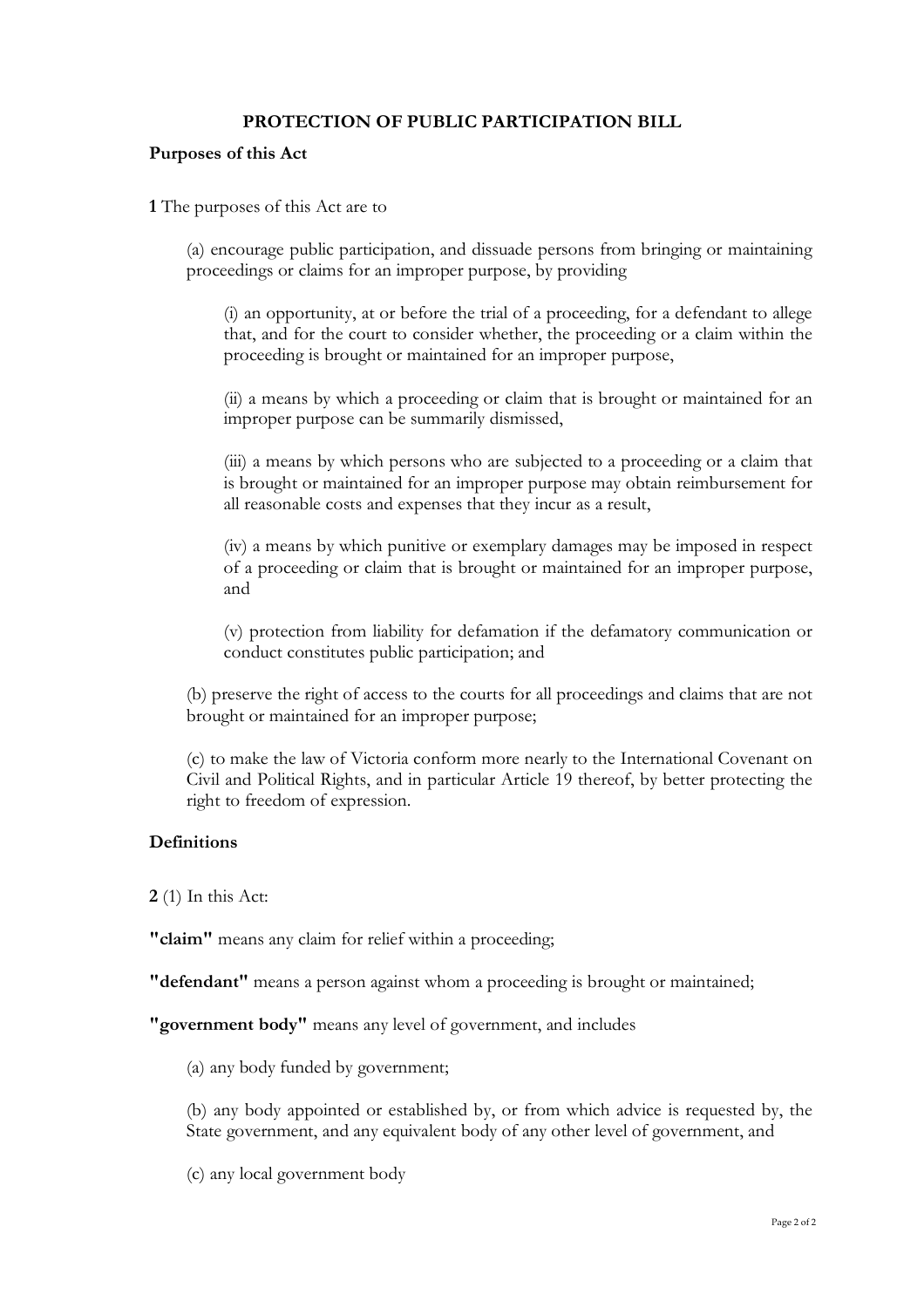# PROTECTION OF PUBLIC PARTICIPATION BILL

## Purposes of this Act

**1** The purposes of this Act are to

(a) encourage public participation, and dissuade persons from bringing or maintaining proceedings or claims for an improper purpose, by providing

(i) an opportunity, at or before the trial of a proceeding, for a defendant to allege that, and for the court to consider whether, the proceeding or a claim within the proceeding is brought or maintained for an improper purpose,

(ii) a means by which a proceeding or claim that is brought or maintained for an improper purpose can be summarily dismissed,

(iii) a means by which persons who are subjected to a proceeding or a claim that is brought or maintained for an improper purpose may obtain reimbursement for all reasonable costs and expenses that they incur as a result,

(iv) a means by which punitive or exemplary damages may be imposed in respect of a proceeding or claim that is brought or maintained for an improper purpose, and

(v) protection from liability for defamation if the defamatory communication or conduct constitutes public participation; and

(b) preserve the right of access to the courts for all proceedings and claims that are not brought or maintained for an improper purpose;

(c) to make the law of Victoria conform more nearly to the International Covenant on Civil and Political Rights, and in particular Article 19 thereof, by better protecting the right to freedom of expression.

## Definitions

**2** (1) In this Act:

**"claim"** means any claim for relief within a proceeding;

**"defendant"** means a person against whom a proceeding is brought or maintained;

**"government body"** means any level of government, and includes

(a) any body funded by government;

(b) any body appointed or established by, or from which advice is requested by, the State government, and any equivalent body of any other level of government, and

(c) any local government body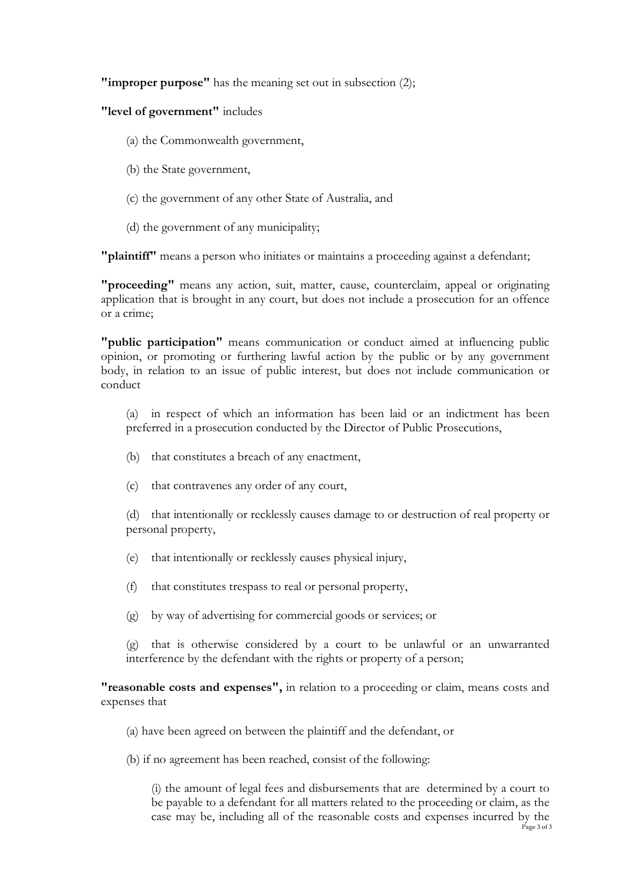**"improper purpose"** has the meaning set out in subsection (2);

**"level of government"** includes

(a) the Commonwealth government,

(b) the State government,

(c) the government of any other State of Australia, and

(d) the government of any municipality;

**"plaintiff"** means a person who initiates or maintains a proceeding against a defendant;

**"proceeding"** means any action, suit, matter, cause, counterclaim, appeal or originating application that is brought in any court, but does not include a prosecution for an offence or a crime;

**"public participation"** means communication or conduct aimed at influencing public opinion, or promoting or furthering lawful action by the public or by any government body, in relation to an issue of public interest, but does not include communication or conduct

(a) in respect of which an information has been laid or an indictment has been preferred in a prosecution conducted by the Director of Public Prosecutions,

(b) that constitutes a breach of any enactment,

(c) that contravenes any order of any court,

(d) that intentionally or recklessly causes damage to or destruction of real property or personal property,

(e) that intentionally or recklessly causes physical injury,

(f) that constitutes trespass to real or personal property,

(g) by way of advertising for commercial goods or services; or

(g) that is otherwise considered by a court to be unlawful or an unwarranted interference by the defendant with the rights or property of a person;

**"reasonable costs and expenses",** in relation to a proceeding or claim, means costs and expenses that

(a) have been agreed on between the plaintiff and the defendant, or

(b) if no agreement has been reached, consist of the following:

(i) the amount of legal fees and disbursements that are determined by a court to be payable to a defendant for all matters related to the proceeding or claim, as the case may be, including all of the reasonable costs and expenses incurred by the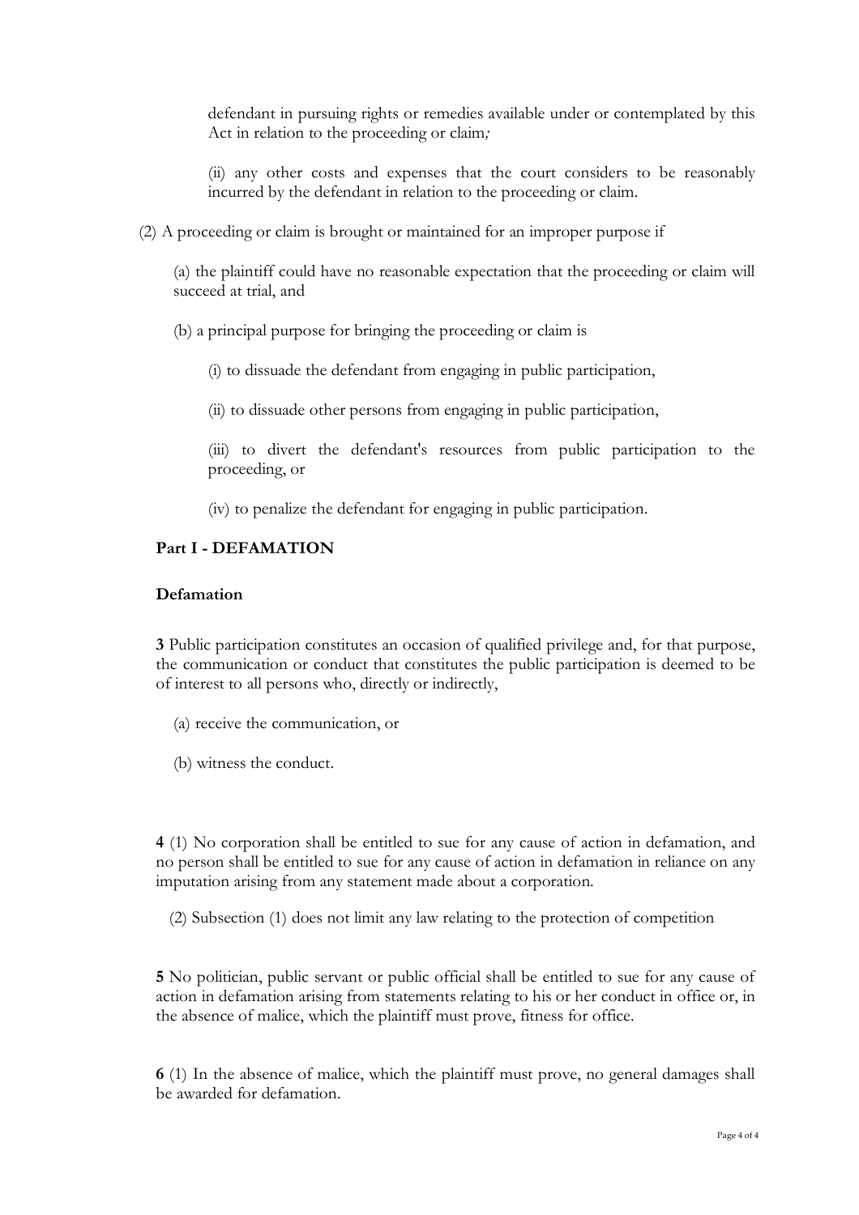defendant in pursuing rights or remedies available under or contemplated by this Act in relation to the proceeding or claim*;*

(ii) any other costs and expenses that the court considers to be reasonably incurred by the defendant in relation to the proceeding or claim.

(2) A proceeding or claim is brought or maintained for an improper purpose if

(a) the plaintiff could have no reasonable expectation that the proceeding or claim will succeed at trial, and

(b) a principal purpose for bringing the proceeding or claim is

(i) to dissuade the defendant from engaging in public participation,

(ii) to dissuade other persons from engaging in public participation,

(iii) to divert the defendant's resources from public participation to the proceeding, or

(iv) to penalize the defendant for engaging in public participation.

## Part I - DEFAMATION

### Defamation

**3** Public participation constitutes an occasion of qualified privilege and, for that purpose, the communication or conduct that constitutes the public participation is deemed to be of interest to all persons who, directly or indirectly,

(a) receive the communication, or

(b) witness the conduct.

**4** (1) No corporation shall be entitled to sue for any cause of action in defamation, and no person shall be entitled to sue for any cause of action in defamation in reliance on any imputation arising from any statement made about a corporation.

(2) Subsection (1) does not limit any law relating to the protection of competition

**5** No politician, public servant or public official shall be entitled to sue for any cause of action in defamation arising from statements relating to his or her conduct in office or, in the absence of malice, which the plaintiff must prove, fitness for office.

**6** (1) In the absence of malice, which the plaintiff must prove, no general damages shall be awarded for defamation.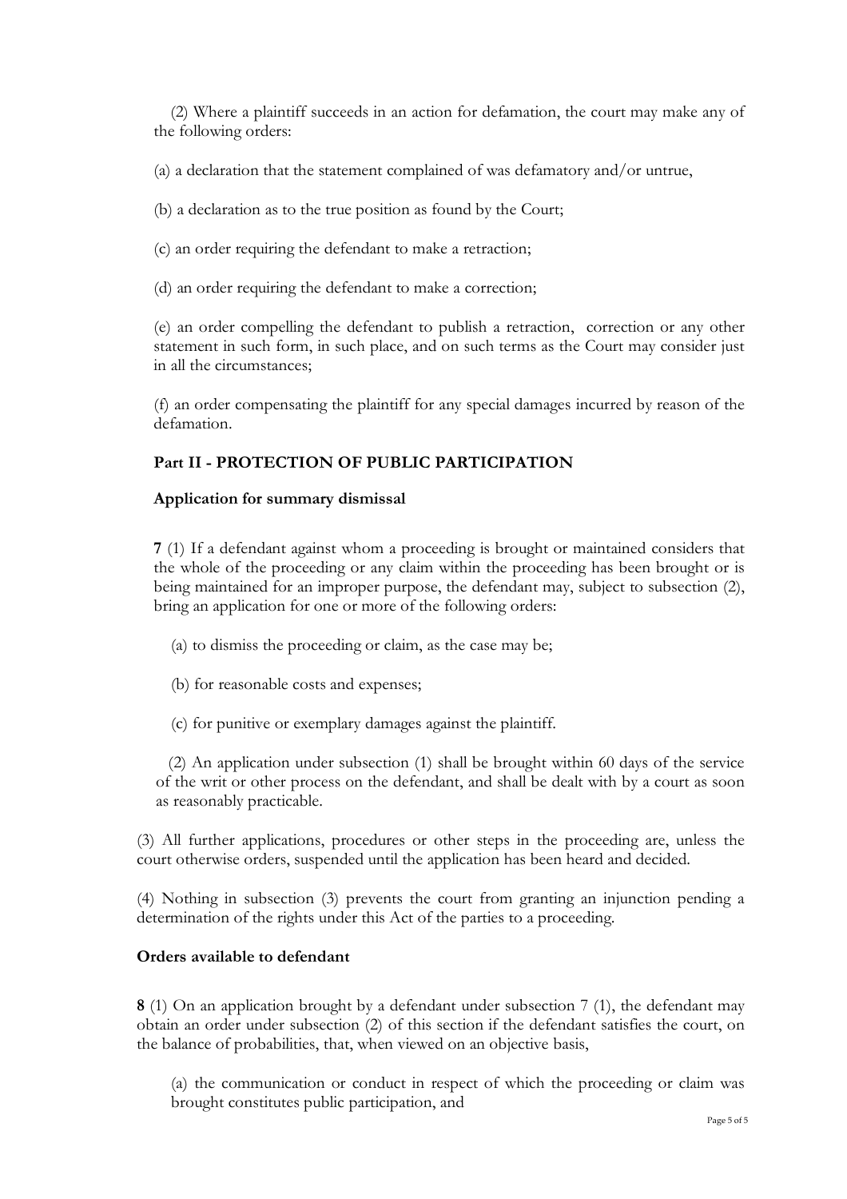(2) Where a plaintiff succeeds in an action for defamation, the court may make any of the following orders:

(a) a declaration that the statement complained of was defamatory and/or untrue,

(b) a declaration as to the true position as found by the Court;

(c) an order requiring the defendant to make a retraction;

(d) an order requiring the defendant to make a correction;

(e) an order compelling the defendant to publish a retraction, correction or any other statement in such form, in such place, and on such terms as the Court may consider just in all the circumstances;

(f) an order compensating the plaintiff for any special damages incurred by reason of the defamation.

## Part II - PROTECTION OF PUBLIC PARTICIPATION

### Application for summary dismissal

**7** (1) If a defendant against whom a proceeding is brought or maintained considers that the whole of the proceeding or any claim within the proceeding has been brought or is being maintained for an improper purpose, the defendant may, subject to subsection (2), bring an application for one or more of the following orders:

(a) to dismiss the proceeding or claim, as the case may be;

(b) for reasonable costs and expenses;

(c) for punitive or exemplary damages against the plaintiff.

(2) An application under subsection (1) shall be brought within 60 days of the service of the writ or other process on the defendant, and shall be dealt with by a court as soon as reasonably practicable.

(3) All further applications, procedures or other steps in the proceeding are, unless the court otherwise orders, suspended until the application has been heard and decided.

(4) Nothing in subsection (3) prevents the court from granting an injunction pending a determination of the rights under this Act of the parties to a proceeding.

### Orders available to defendant

**8** (1) On an application brought by a defendant under subsection 7 (1), the defendant may obtain an order under subsection (2) of this section if the defendant satisfies the court, on the balance of probabilities, that, when viewed on an objective basis,

(a) the communication or conduct in respect of which the proceeding or claim was brought constitutes public participation, and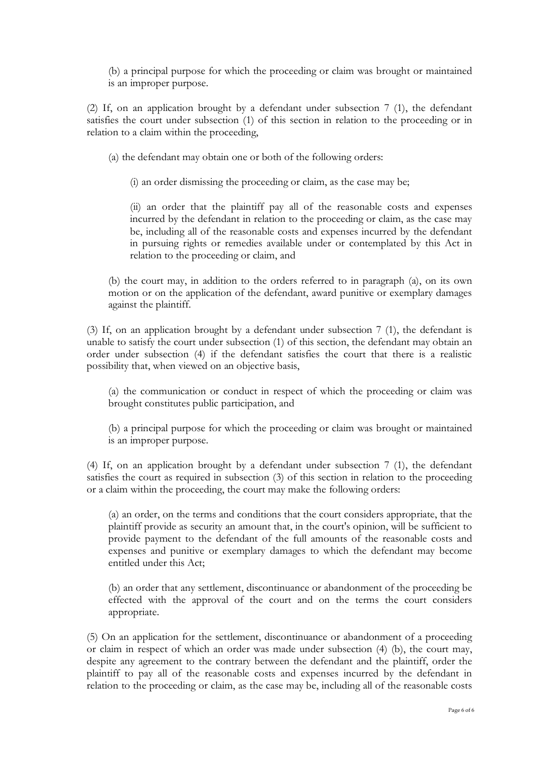(b) a principal purpose for which the proceeding or claim was brought or maintained is an improper purpose.

(2) If, on an application brought by a defendant under subsection 7 (1), the defendant satisfies the court under subsection (1) of this section in relation to the proceeding or in relation to a claim within the proceeding,

(a) the defendant may obtain one or both of the following orders:

(i) an order dismissing the proceeding or claim, as the case may be;

(ii) an order that the plaintiff pay all of the reasonable costs and expenses incurred by the defendant in relation to the proceeding or claim, as the case may be, including all of the reasonable costs and expenses incurred by the defendant in pursuing rights or remedies available under or contemplated by this Act in relation to the proceeding or claim, and

(b) the court may, in addition to the orders referred to in paragraph (a), on its own motion or on the application of the defendant, award punitive or exemplary damages against the plaintiff.

(3) If, on an application brought by a defendant under subsection 7 (1), the defendant is unable to satisfy the court under subsection (1) of this section, the defendant may obtain an order under subsection (4) if the defendant satisfies the court that there is a realistic possibility that, when viewed on an objective basis,

(a) the communication or conduct in respect of which the proceeding or claim was brought constitutes public participation, and

(b) a principal purpose for which the proceeding or claim was brought or maintained is an improper purpose.

(4) If, on an application brought by a defendant under subsection 7 (1), the defendant satisfies the court as required in subsection (3) of this section in relation to the proceeding or a claim within the proceeding, the court may make the following orders:

(a) an order, on the terms and conditions that the court considers appropriate, that the plaintiff provide as security an amount that, in the court's opinion, will be sufficient to provide payment to the defendant of the full amounts of the reasonable costs and expenses and punitive or exemplary damages to which the defendant may become entitled under this Act;

(b) an order that any settlement, discontinuance or abandonment of the proceeding be effected with the approval of the court and on the terms the court considers appropriate.

(5) On an application for the settlement, discontinuance or abandonment of a proceeding or claim in respect of which an order was made under subsection (4) (b), the court may, despite any agreement to the contrary between the defendant and the plaintiff, order the plaintiff to pay all of the reasonable costs and expenses incurred by the defendant in relation to the proceeding or claim, as the case may be, including all of the reasonable costs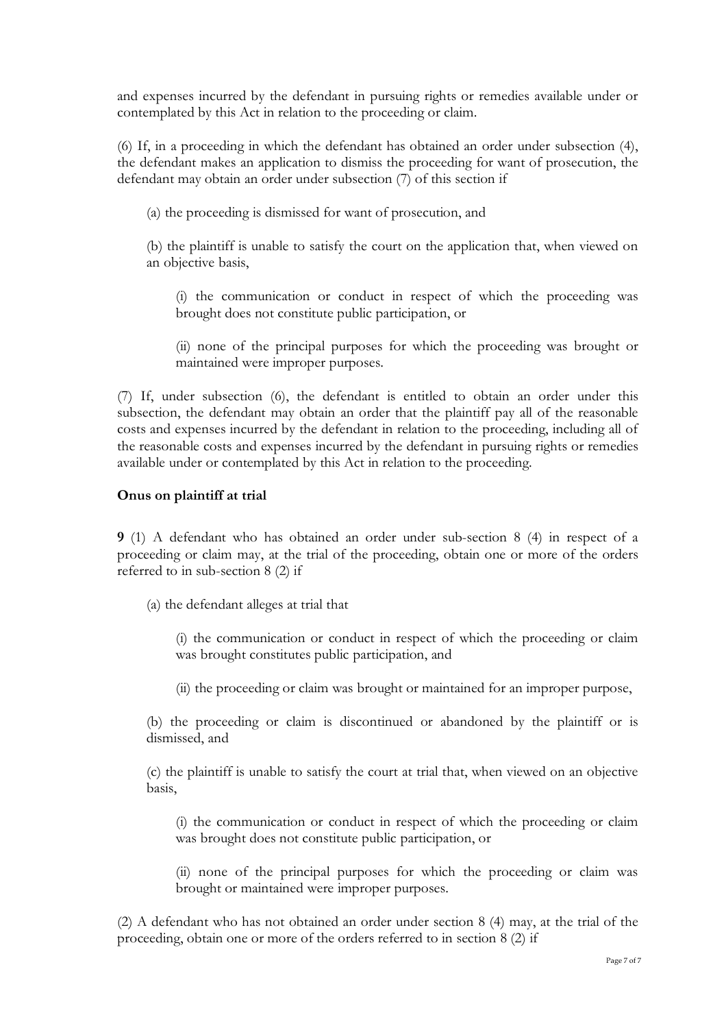and expenses incurred by the defendant in pursuing rights or remedies available under or contemplated by this Act in relation to the proceeding or claim.

(6) If, in a proceeding in which the defendant has obtained an order under subsection (4), the defendant makes an application to dismiss the proceeding for want of prosecution, the defendant may obtain an order under subsection (7) of this section if

(a) the proceeding is dismissed for want of prosecution, and

(b) the plaintiff is unable to satisfy the court on the application that, when viewed on an objective basis,

(i) the communication or conduct in respect of which the proceeding was brought does not constitute public participation, or

(ii) none of the principal purposes for which the proceeding was brought or maintained were improper purposes.

(7) If, under subsection (6), the defendant is entitled to obtain an order under this subsection, the defendant may obtain an order that the plaintiff pay all of the reasonable costs and expenses incurred by the defendant in relation to the proceeding, including all of the reasonable costs and expenses incurred by the defendant in pursuing rights or remedies available under or contemplated by this Act in relation to the proceeding.

**Onus on plaintiff at trial**

**9** (1) A defendant who has obtained an order under sub-section 8 (4) in respect of a proceeding or claim may, at the trial of the proceeding, obtain one or more of the orders referred to in sub-section 8 (2) if

(a) the defendant alleges at trial that

(i) the communication or conduct in respect of which the proceeding or claim was brought constitutes public participation, and

(ii) the proceeding or claim was brought or maintained for an improper purpose,

(b) the proceeding or claim is discontinued or abandoned by the plaintiff or is dismissed, and

(c) the plaintiff is unable to satisfy the court at trial that, when viewed on an objective basis,

(i) the communication or conduct in respect of which the proceeding or claim was brought does not constitute public participation, or

(ii) none of the principal purposes for which the proceeding or claim was brought or maintained were improper purposes.

(2) A defendant who has not obtained an order under section 8 (4) may, at the trial of the proceeding, obtain one or more of the orders referred to in section 8 (2) if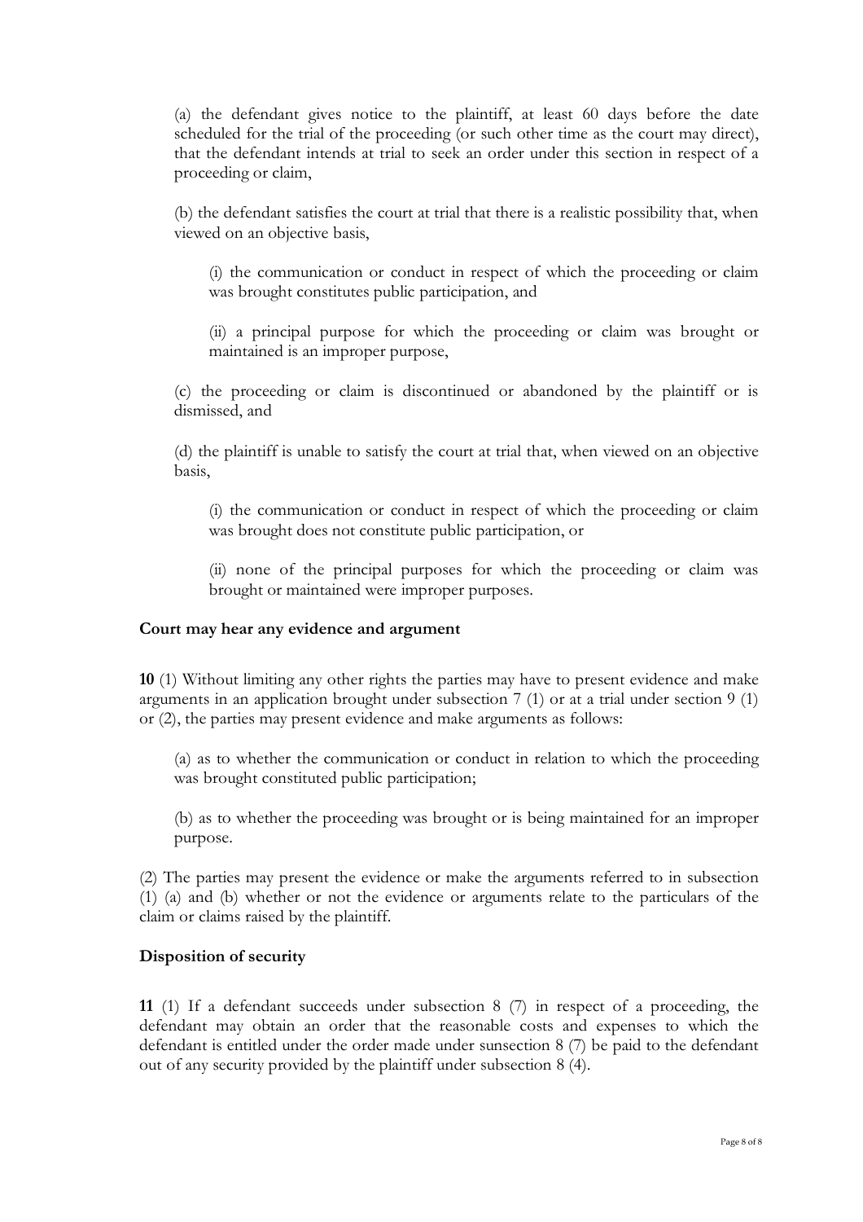(a) the defendant gives notice to the plaintiff, at least 60 days before the date scheduled for the trial of the proceeding (or such other time as the court may direct), that the defendant intends at trial to seek an order under this section in respect of a proceeding or claim,

(b) the defendant satisfies the court at trial that there is a realistic possibility that, when viewed on an objective basis,

(i) the communication or conduct in respect of which the proceeding or claim was brought constitutes public participation, and

(ii) a principal purpose for which the proceeding or claim was brought or maintained is an improper purpose,

(c) the proceeding or claim is discontinued or abandoned by the plaintiff or is dismissed, and

(d) the plaintiff is unable to satisfy the court at trial that, when viewed on an objective basis,

(i) the communication or conduct in respect of which the proceeding or claim was brought does not constitute public participation, or

(ii) none of the principal purposes for which the proceeding or claim was brought or maintained were improper purposes.

**Court may hear any evidence and argument**

**10** (1) Without limiting any other rights the parties may have to present evidence and make arguments in an application brought under subsection 7 (1) or at a trial under section 9 (1) or (2), the parties may present evidence and make arguments as follows:

(a) as to whether the communication or conduct in relation to which the proceeding was brought constituted public participation;

(b) as to whether the proceeding was brought or is being maintained for an improper purpose.

(2) The parties may present the evidence or make the arguments referred to in subsection (1) (a) and (b) whether or not the evidence or arguments relate to the particulars of the claim or claims raised by the plaintiff.

**Disposition of security**

**11** (1) If a defendant succeeds under subsection 8 (7) in respect of a proceeding, the defendant may obtain an order that the reasonable costs and expenses to which the defendant is entitled under the order made under sunsection 8 (7) be paid to the defendant out of any security provided by the plaintiff under subsection 8 (4).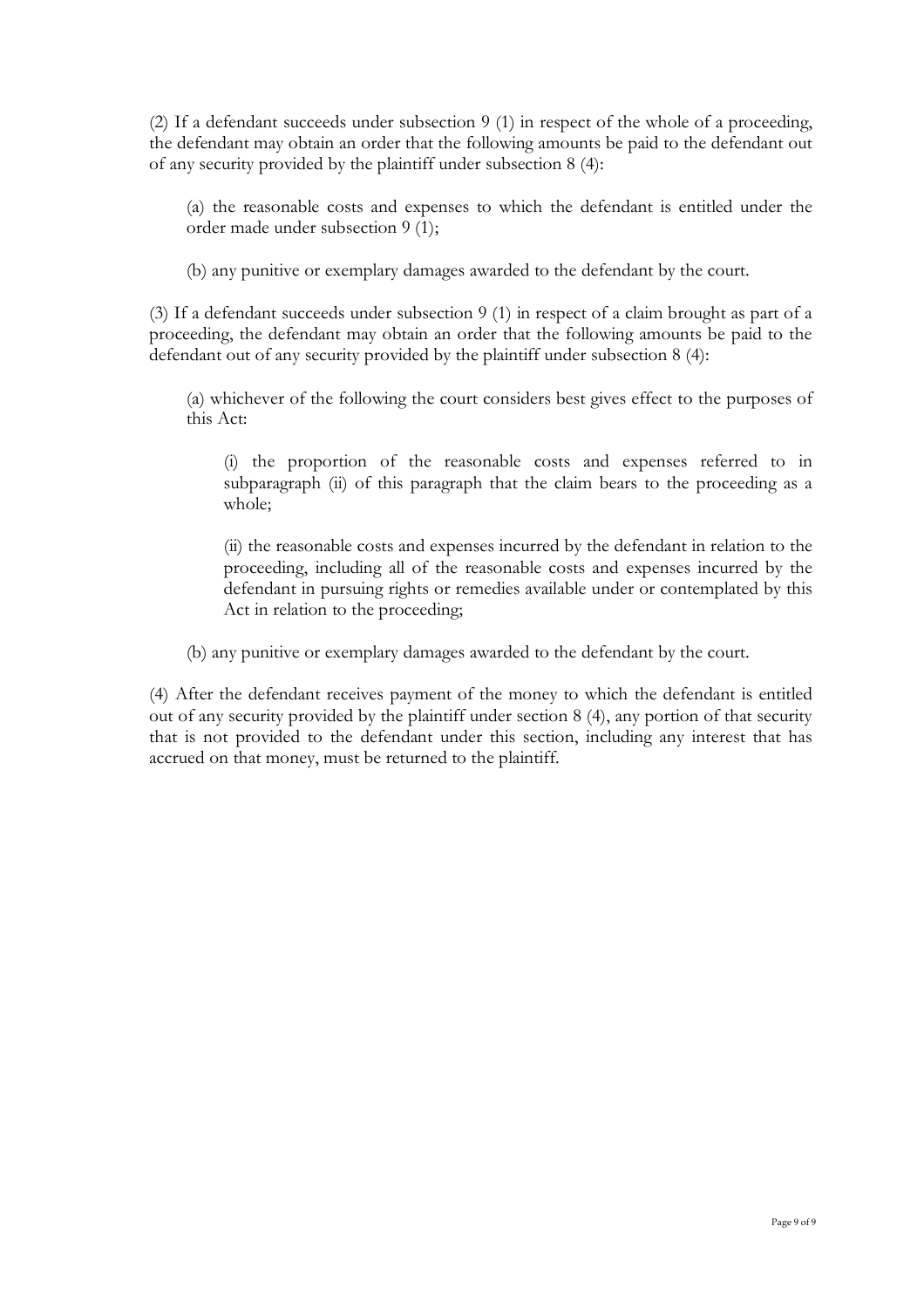(2) If a defendant succeeds under subsection 9 (1) in respect of the whole of a proceeding, the defendant may obtain an order that the following amounts be paid to the defendant out of any security provided by the plaintiff under subsection 8 (4):

(a) the reasonable costs and expenses to which the defendant is entitled under the order made under subsection 9 (1);

(b) any punitive or exemplary damages awarded to the defendant by the court.

(3) If a defendant succeeds under subsection 9 (1) in respect of a claim brought as part of a proceeding, the defendant may obtain an order that the following amounts be paid to the defendant out of any security provided by the plaintiff under subsection 8 (4):

(a) whichever of the following the court considers best gives effect to the purposes of this Act:

(i) the proportion of the reasonable costs and expenses referred to in subparagraph (ii) of this paragraph that the claim bears to the proceeding as a whole;

(ii) the reasonable costs and expenses incurred by the defendant in relation to the proceeding, including all of the reasonable costs and expenses incurred by the defendant in pursuing rights or remedies available under or contemplated by this Act in relation to the proceeding;

(b) any punitive or exemplary damages awarded to the defendant by the court.

(4) After the defendant receives payment of the money to which the defendant is entitled out of any security provided by the plaintiff under section 8 (4), any portion of that security that is not provided to the defendant under this section, including any interest that has accrued on that money, must be returned to the plaintiff.